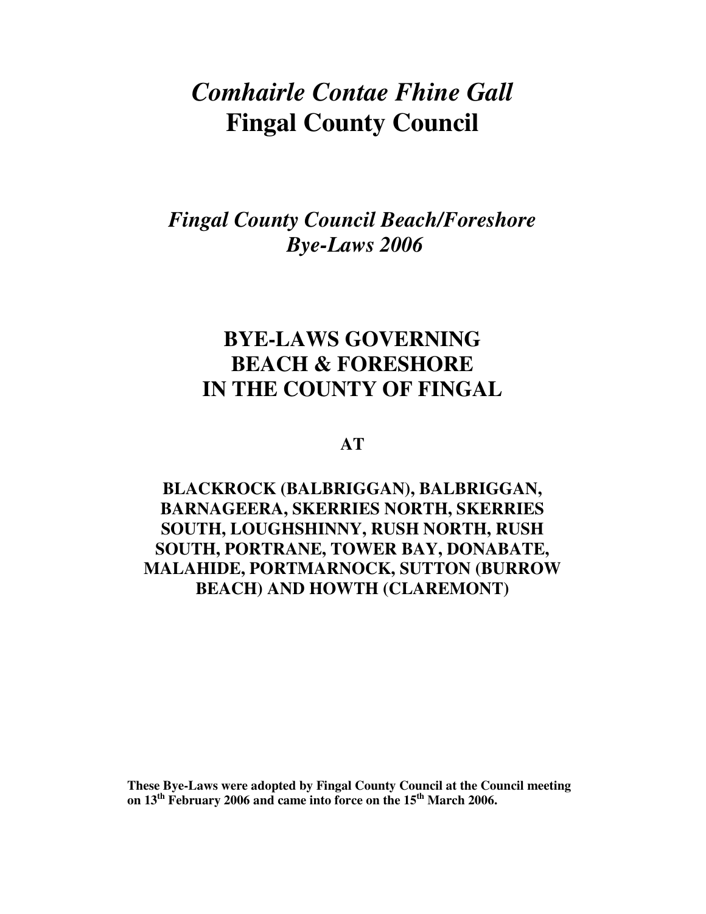# *Comhairle Contae Fhine Gall*
# Fingal County Council

## *Fingal County Council Beach/Foreshore Bye-Laws 2006*

## BYE-LAWS GOVERNING BEACH & FORESHORE IN THE COUNTY OF FINGAL

**AT**

**BLACKROCK (BALBRIGGAN), BALBRIGGAN, BARNAGEERA, SKERRIES NORTH, SKERRIES SOUTH, LOUGHSHINNY, RUSH NORTH, RUSH SOUTH, PORTRANE, TOWER BAY, DONABATE, MALAHIDE, PORTMARNOCK, SUTTON (BURROW BEACH) AND HOWTH (CLAREMONT)**

**These Bye-Laws were adopted by Fingal County Council at the Council meeting on 13th February 2006 and came into force on the 15th March 2006.**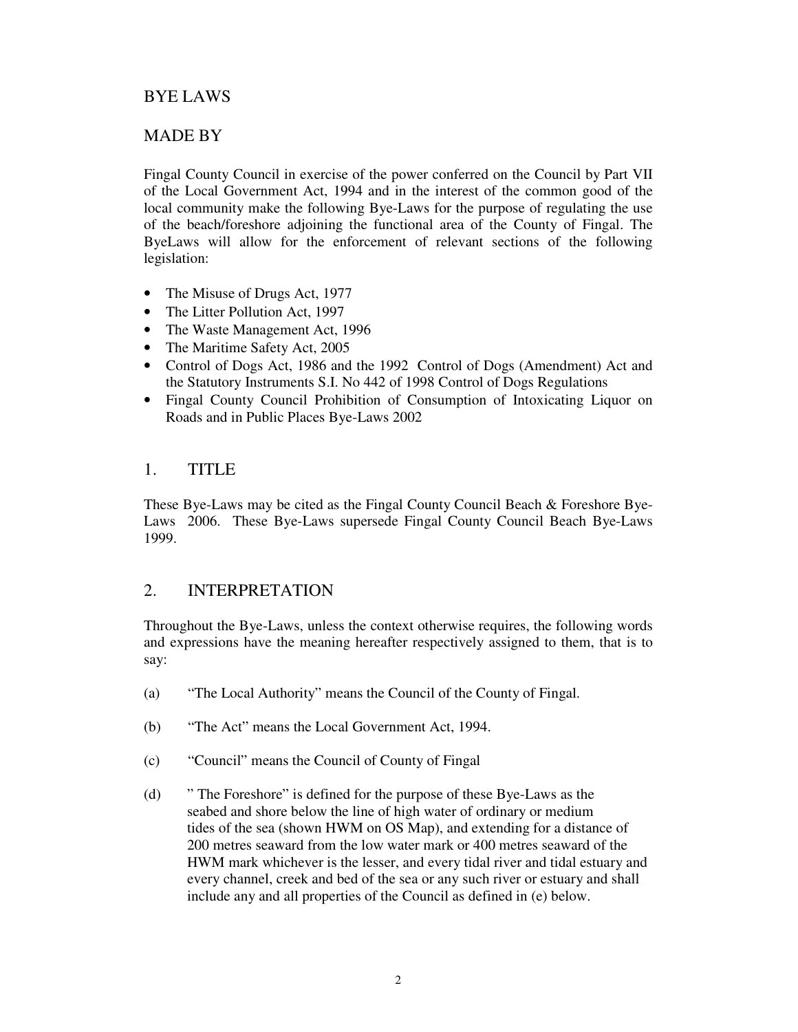# BYE LAWS

## MADE BY

Fingal County Council in exercise of the power conferred on the Council by Part VII of the Local Government Act, 1994 and in the interest of the common good of the local community make the following Bye-Laws for the purpose of regulating the use of the beach/foreshore adjoining the functional area of the County of Fingal. The ByeLaws will allow for the enforcement of relevant sections of the following legislation:

- The Misuse of Drugs Act, 1977
- The Litter Pollution Act, 1997
- The Waste Management Act, 1996
- The Maritime Safety Act, 2005
- Control of Dogs Act, 1986 and the 1992 Control of Dogs (Amendment) Act and the Statutory Instruments S.I. No 442 of 1998 Control of Dogs Regulations
- Fingal County Council Prohibition of Consumption of Intoxicating Liquor on Roads and in Public Places Bye-Laws 2002

## 1. TITLE

These Bye-Laws may be cited as the Fingal County Council Beach & Foreshore Bye-Laws 2006. These Bye-Laws supersede Fingal County Council Beach Bye-Laws 1999.

## 2. INTERPRETATION

Throughout the Bye-Laws, unless the context otherwise requires, the following words and expressions have the meaning hereafter respectively assigned to them, that is to say:

(a) "The Local Authority" means the Council of the County of Fingal.

(b) "The Act" means the Local Government Act, 1994.

(c) "Council" means the Council of County of Fingal

(d) " The Foreshore" is defined for the purpose of these Bye-Laws as the seabed and shore below the line of high water of ordinary or medium tides of the sea (shown HWM on OS Map), and extending for a distance of 200 metres seaward from the low water mark or 400 metres seaward of the HWM mark whichever is the lesser, and every tidal river and tidal estuary and every channel, creek and bed of the sea or any such river or estuary and shall include any and all properties of the Council as defined in (e) below.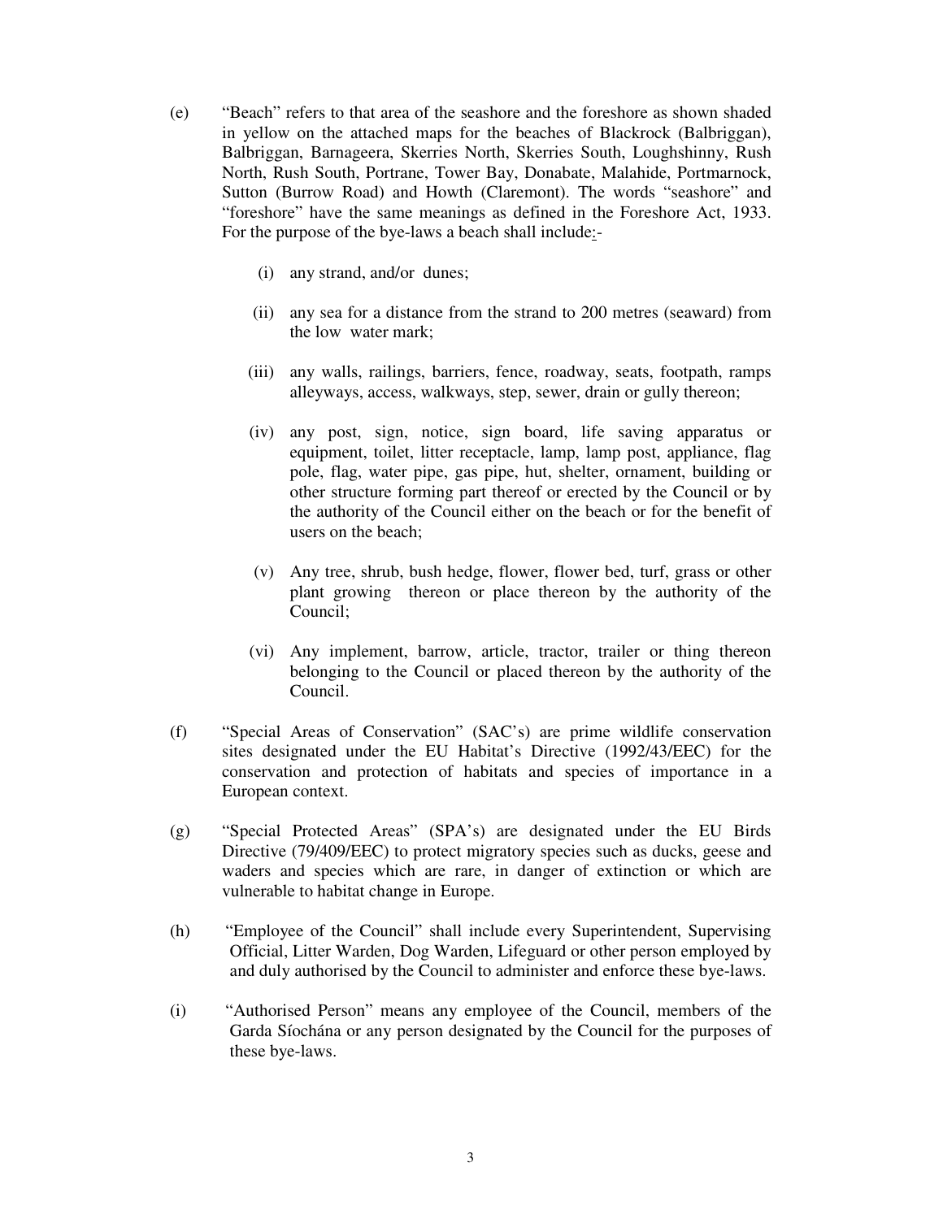(e) "Beach" refers to that area of the seashore and the foreshore as shown shaded in yellow on the attached maps for the beaches of Blackrock (Balbriggan), Balbriggan, Barnageera, Skerries North, Skerries South, Loughshinny, Rush North, Rush South, Portrane, Tower Bay, Donabate, Malahide, Portmarnock, Sutton (Burrow Road) and Howth (Claremont). The words "seashore" and "foreshore" have the same meanings as defined in the Foreshore Act, 1933. For the purpose of the bye-laws a beach shall include:-

   (i) any strand, and/or dunes;

   (ii) any sea for a distance from the strand to 200 metres (seaward) from the low water mark;

   (iii) any walls, railings, barriers, fence, roadway, seats, footpath, ramps alleyways, access, walkways, step, sewer, drain or gully thereon;

   (iv) any post, sign, notice, sign board, life saving apparatus or equipment, toilet, litter receptacle, lamp, lamp post, appliance, flag pole, flag, water pipe, gas pipe, hut, shelter, ornament, building or other structure forming part thereof or erected by the Council or by the authority of the Council either on the beach or for the benefit of users on the beach;

   (v) Any tree, shrub, bush hedge, flower, flower bed, turf, grass or other plant growing thereon or place thereon by the authority of the Council;

   (vi) Any implement, barrow, article, tractor, trailer or thing thereon belonging to the Council or placed thereon by the authority of the Council.

(f) "Special Areas of Conservation" (SAC's) are prime wildlife conservation sites designated under the EU Habitat's Directive (1992/43/EEC) for the conservation and protection of habitats and species of importance in a European context.

(g) "Special Protected Areas" (SPA's) are designated under the EU Birds Directive (79/409/EEC) to protect migratory species such as ducks, geese and waders and species which are rare, in danger of extinction or which are vulnerable to habitat change in Europe.

(h) "Employee of the Council" shall include every Superintendent, Supervising Official, Litter Warden, Dog Warden, Lifeguard or other person employed by and duly authorised by the Council to administer and enforce these bye-laws.

(i) "Authorised Person" means any employee of the Council, members of the Garda Síochána or any person designated by the Council for the purposes of these bye-laws.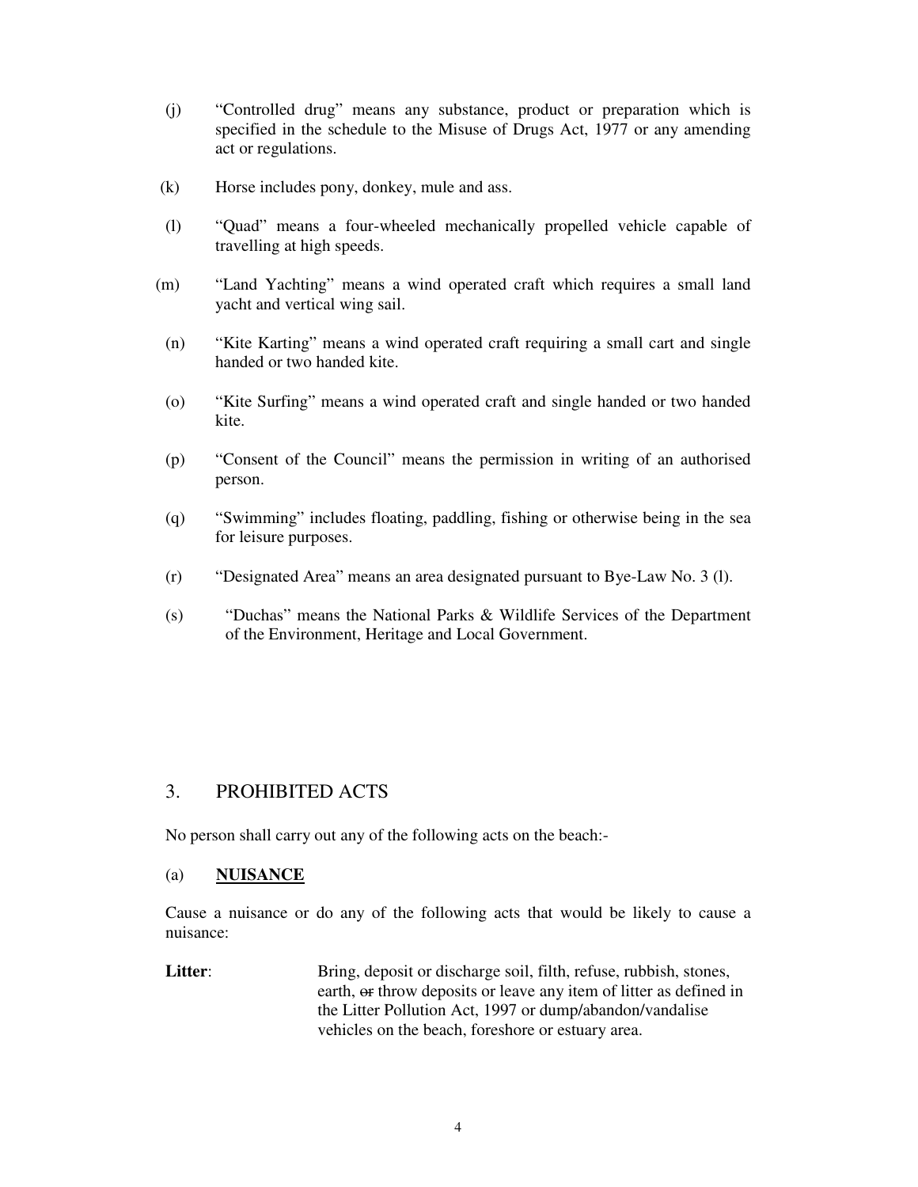(j) "Controlled drug" means any substance, product or preparation which is specified in the schedule to the Misuse of Drugs Act, 1977 or any amending act or regulations.

(k) Horse includes pony, donkey, mule and ass.

(l) "Quad" means a four-wheeled mechanically propelled vehicle capable of travelling at high speeds.

(m) "Land Yachting" means a wind operated craft which requires a small land yacht and vertical wing sail.

(n) "Kite Karting" means a wind operated craft requiring a small cart and single handed or two handed kite.

(o) "Kite Surfing" means a wind operated craft and single handed or two handed kite.

(p) "Consent of the Council" means the permission in writing of an authorised person.

(q) "Swimming" includes floating, paddling, fishing or otherwise being in the sea for leisure purposes.

(r) "Designated Area" means an area designated pursuant to Bye-Law No. 3 (l).

(s) "Duchas" means the National Parks & Wildlife Services of the Department of the Environment, Heritage and Local Government.

## 3. PROHIBITED ACTS

No person shall carry out any of the following acts on the beach:-

### (a) NUISANCE

Cause a nuisance or do any of the following acts that would be likely to cause a nuisance:

**Litter**: Bring, deposit or discharge soil, filth, refuse, rubbish, stones, earth, ~~or~~ throw deposits or leave any item of litter as defined in the Litter Pollution Act, 1997 or dump/abandon/vandalise vehicles on the beach, foreshore or estuary area.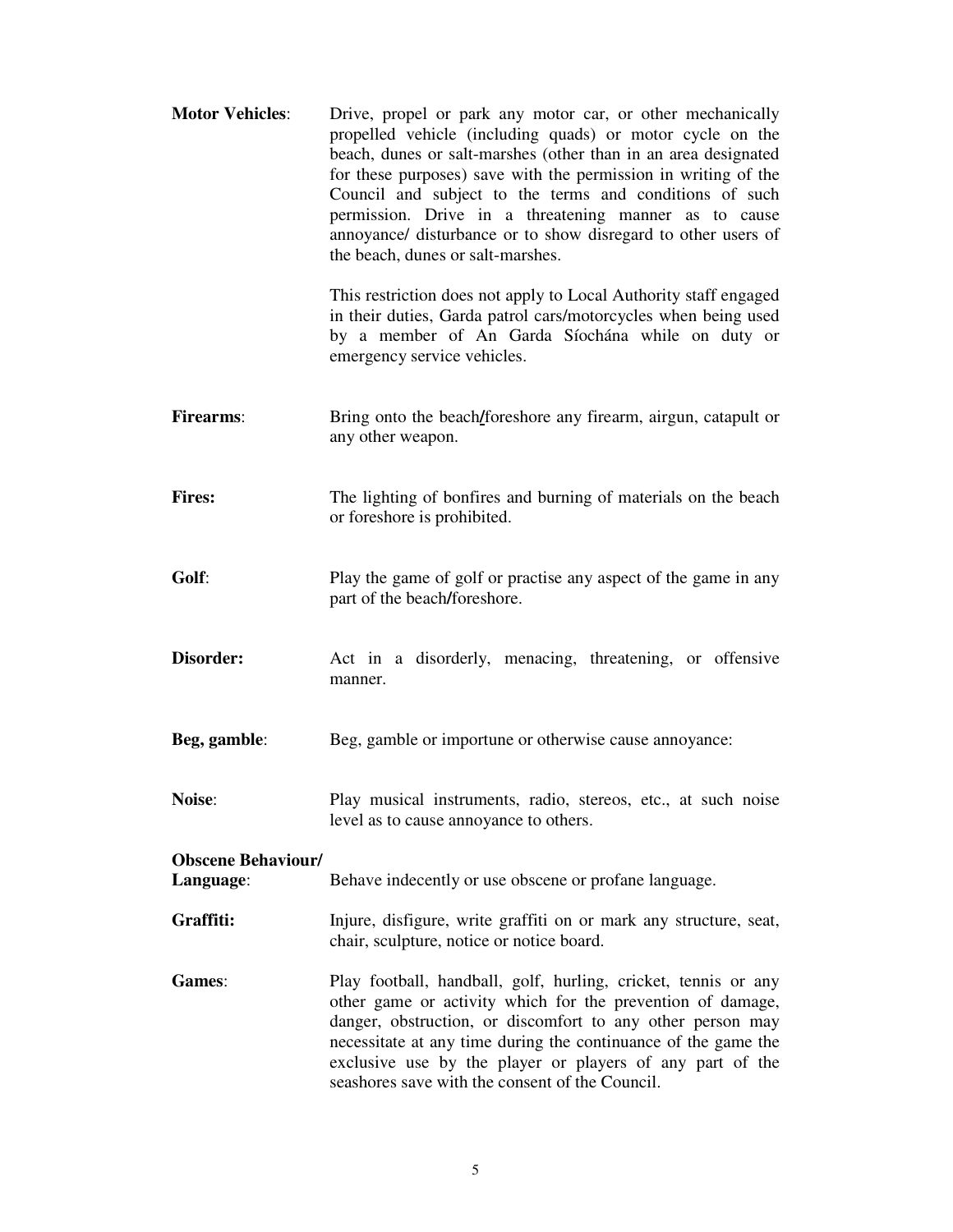**Motor Vehicles**: Drive, propel or park any motor car, or other mechanically propelled vehicle (including quads) or motor cycle on the beach, dunes or salt-marshes (other than in an area designated for these purposes) save with the permission in writing of the Council and subject to the terms and conditions of such permission. Drive in a threatening manner as to cause annoyance/ disturbance or to show disregard to other users of the beach, dunes or salt-marshes.

This restriction does not apply to Local Authority staff engaged in their duties, Garda patrol cars/motorcycles when being used by a member of An Garda Síochána while on duty or emergency service vehicles.

**Firearms**: Bring onto the beach/foreshore any firearm, airgun, catapult or any other weapon.

**Fires:** The lighting of bonfires and burning of materials on the beach or foreshore is prohibited.

**Golf**: Play the game of golf or practise any aspect of the game in any part of the beach/foreshore.

**Disorder:** Act in a disorderly, menacing, threatening, or offensive manner.

**Beg, gamble**: Beg, gamble or importune or otherwise cause annoyance:

**Noise**: Play musical instruments, radio, stereos, etc., at such noise level as to cause annoyance to others.

**Obscene Behaviour/ Language**: Behave indecently or use obscene or profane language.

**Graffiti:** Injure, disfigure, write graffiti on or mark any structure, seat, chair, sculpture, notice or notice board.

**Games**: Play football, handball, golf, hurling, cricket, tennis or any other game or activity which for the prevention of damage, danger, obstruction, or discomfort to any other person may necessitate at any time during the continuance of the game the exclusive use by the player or players of any part of the seashores save with the consent of the Council.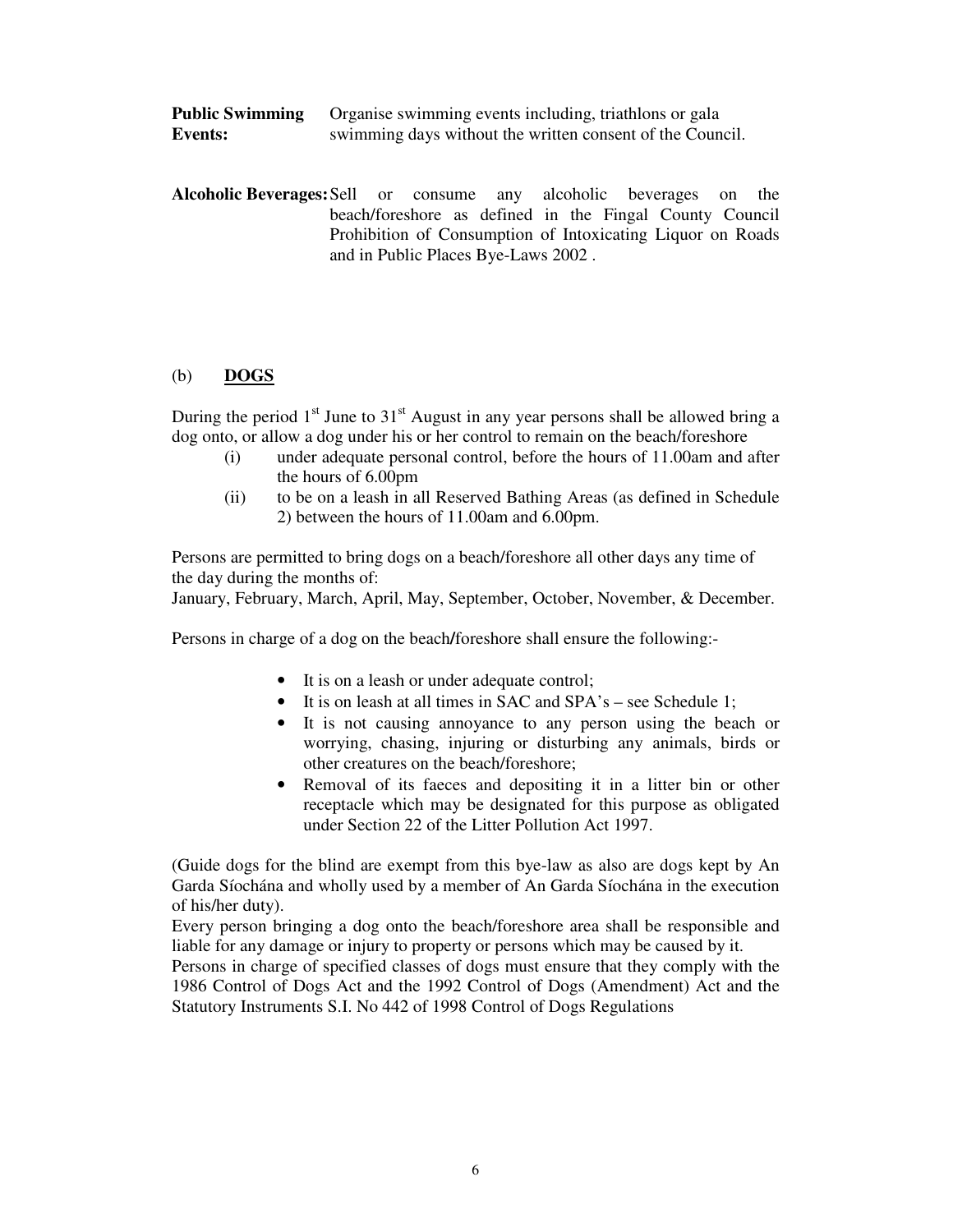**Public Swimming Events:** Organise swimming events including, triathlons or gala swimming days without the written consent of the Council.

**Alcoholic Beverages:** Sell or consume any alcoholic beverages on the beach/foreshore as defined in the Fingal County Council Prohibition of Consumption of Intoxicating Liquor on Roads and in Public Places Bye-Laws 2002 .

## (b) DOGS

During the period 1st June to 31st August in any year persons shall be allowed bring a dog onto, or allow a dog under his or her control to remain on the beach/foreshore

(i) under adequate personal control, before the hours of 11.00am and after the hours of 6.00pm

(ii) to be on a leash in all Reserved Bathing Areas (as defined in Schedule 2) between the hours of 11.00am and 6.00pm.

Persons are permitted to bring dogs on a beach/foreshore all other days any time of the day during the months of:
January, February, March, April, May, September, October, November, & December.

Persons in charge of a dog on the beach/foreshore shall ensure the following:-

- It is on a leash or under adequate control;
- It is on leash at all times in SAC and SPA's – see Schedule 1;
- It is not causing annoyance to any person using the beach or worrying, chasing, injuring or disturbing any animals, birds or other creatures on the beach/foreshore;
- Removal of its faeces and depositing it in a litter bin or other receptacle which may be designated for this purpose as obligated under Section 22 of the Litter Pollution Act 1997.

(Guide dogs for the blind are exempt from this bye-law as also are dogs kept by An Garda Síochána and wholly used by a member of An Garda Síochána in the execution of his/her duty).
Every person bringing a dog onto the beach/foreshore area shall be responsible and liable for any damage or injury to property or persons which may be caused by it.
Persons in charge of specified classes of dogs must ensure that they comply with the 1986 Control of Dogs Act and the 1992 Control of Dogs (Amendment) Act and the Statutory Instruments S.I. No 442 of 1998 Control of Dogs Regulations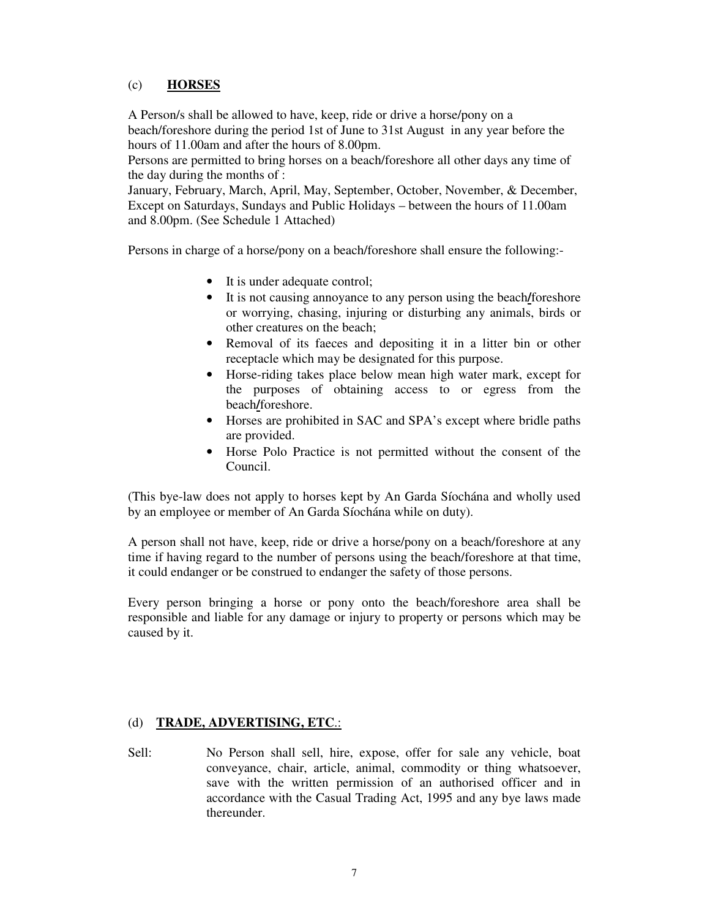(c) **HORSES**

A Person/s shall be allowed to have, keep, ride or drive a horse/pony on a beach/foreshore during the period 1st of June to 31st August in any year before the hours of 11.00am and after the hours of 8.00pm.
Persons are permitted to bring horses on a beach/foreshore all other days any time of the day during the months of :
January, February, March, April, May, September, October, November, & December, Except on Saturdays, Sundays and Public Holidays – between the hours of 11.00am and 8.00pm. (See Schedule 1 Attached)

Persons in charge of a horse/pony on a beach/foreshore shall ensure the following:-

- It is under adequate control;
- It is not causing annoyance to any person using the beach/foreshore or worrying, chasing, injuring or disturbing any animals, birds or other creatures on the beach;
- Removal of its faeces and depositing it in a litter bin or other receptacle which may be designated for this purpose.
- Horse-riding takes place below mean high water mark, except for the purposes of obtaining access to or egress from the beach/foreshore.
- Horses are prohibited in SAC and SPA's except where bridle paths are provided.
- Horse Polo Practice is not permitted without the consent of the Council.

(This bye-law does not apply to horses kept by An Garda Síochána and wholly used by an employee or member of An Garda Síochána while on duty).

A person shall not have, keep, ride or drive a horse/pony on a beach/foreshore at any time if having regard to the number of persons using the beach/foreshore at that time, it could endanger or be construed to endanger the safety of those persons.

Every person bringing a horse or pony onto the beach/foreshore area shall be responsible and liable for any damage or injury to property or persons which may be caused by it.

(d) **TRADE, ADVERTISING, ETC.**:

Sell: No Person shall sell, hire, expose, offer for sale any vehicle, boat conveyance, chair, article, animal, commodity or thing whatsoever, save with the written permission of an authorised officer and in accordance with the Casual Trading Act, 1995 and any bye laws made thereunder.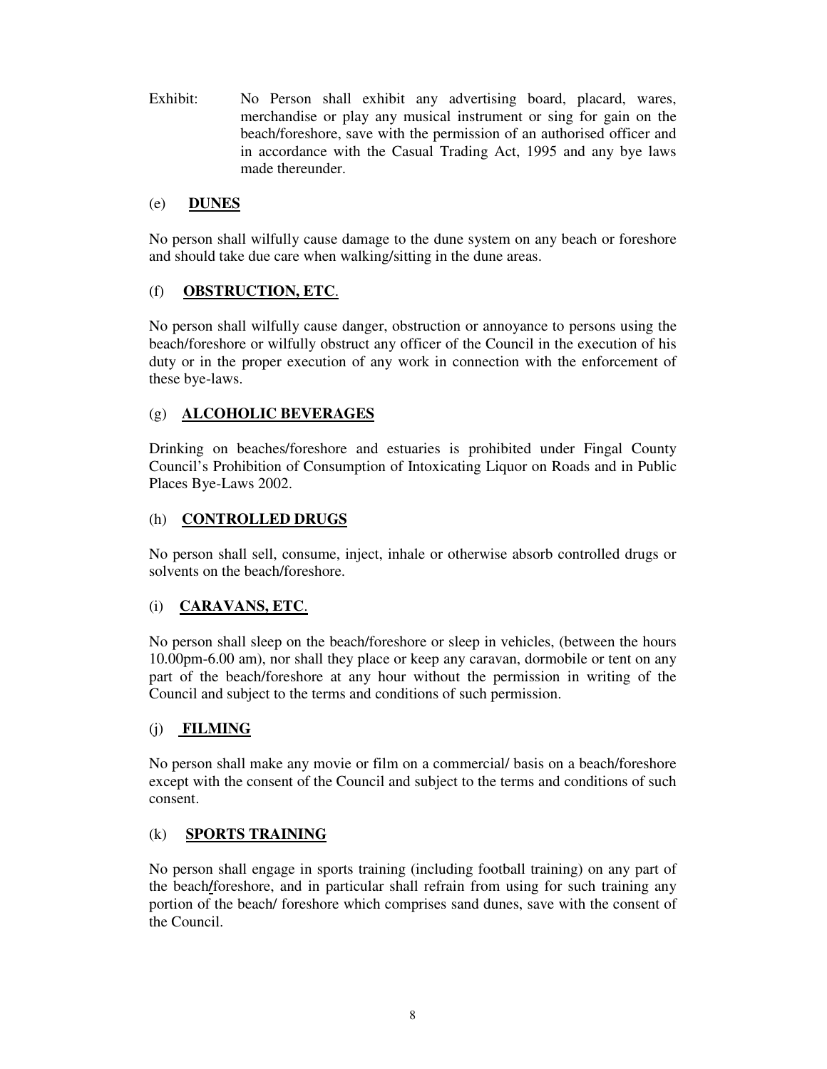Exhibit: No Person shall exhibit any advertising board, placard, wares, merchandise or play any musical instrument or sing for gain on the beach/foreshore, save with the permission of an authorised officer and in accordance with the Casual Trading Act, 1995 and any bye laws made thereunder.

(e) **DUNES**

No person shall wilfully cause damage to the dune system on any beach or foreshore and should take due care when walking/sitting in the dune areas.

(f) **OBSTRUCTION, ETC**.

No person shall wilfully cause danger, obstruction or annoyance to persons using the beach/foreshore or wilfully obstruct any officer of the Council in the execution of his duty or in the proper execution of any work in connection with the enforcement of these bye-laws.

(g) **ALCOHOLIC BEVERAGES**

Drinking on beaches/foreshore and estuaries is prohibited under Fingal County Council's Prohibition of Consumption of Intoxicating Liquor on Roads and in Public Places Bye-Laws 2002.

(h) **CONTROLLED DRUGS**

No person shall sell, consume, inject, inhale or otherwise absorb controlled drugs or solvents on the beach/foreshore.

(i) **CARAVANS, ETC**.

No person shall sleep on the beach/foreshore or sleep in vehicles, (between the hours 10.00pm-6.00 am), nor shall they place or keep any caravan, dormobile or tent on any part of the beach/foreshore at any hour without the permission in writing of the Council and subject to the terms and conditions of such permission.

(j) **FILMING**

No person shall make any movie or film on a commercial/ basis on a beach/foreshore except with the consent of the Council and subject to the terms and conditions of such consent.

(k) **SPORTS TRAINING**

No person shall engage in sports training (including football training) on any part of the beach/foreshore, and in particular shall refrain from using for such training any portion of the beach/ foreshore which comprises sand dunes, save with the consent of the Council.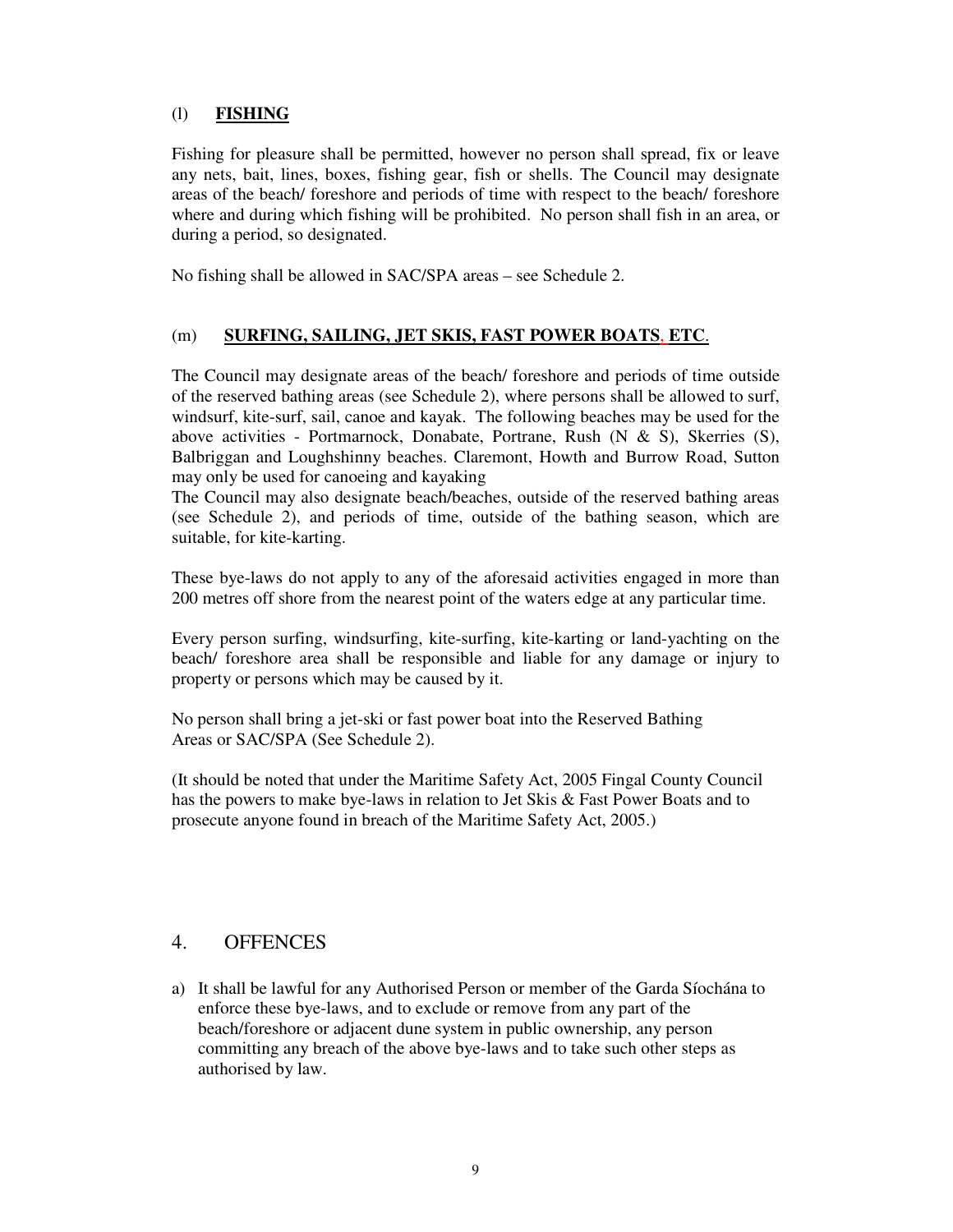(l) **FISHING**

Fishing for pleasure shall be permitted, however no person shall spread, fix or leave any nets, bait, lines, boxes, fishing gear, fish or shells. The Council may designate areas of the beach/ foreshore and periods of time with respect to the beach/ foreshore where and during which fishing will be prohibited. No person shall fish in an area, or during a period, so designated.

No fishing shall be allowed in SAC/SPA areas – see Schedule 2.

(m) **SURFING, SAILING, JET SKIS, FAST POWER BOATS, ETC**.

The Council may designate areas of the beach/ foreshore and periods of time outside of the reserved bathing areas (see Schedule 2), where persons shall be allowed to surf, windsurf, kite-surf, sail, canoe and kayak. The following beaches may be used for the above activities - Portmarnock, Donabate, Portrane, Rush (N & S), Skerries (S), Balbriggan and Loughshinny beaches. Claremont, Howth and Burrow Road, Sutton may only be used for canoeing and kayaking

The Council may also designate beach/beaches, outside of the reserved bathing areas (see Schedule 2), and periods of time, outside of the bathing season, which are suitable, for kite-karting.

These bye-laws do not apply to any of the aforesaid activities engaged in more than 200 metres off shore from the nearest point of the waters edge at any particular time.

Every person surfing, windsurfing, kite-surfing, kite-karting or land-yachting on the beach/ foreshore area shall be responsible and liable for any damage or injury to property or persons which may be caused by it.

No person shall bring a jet-ski or fast power boat into the Reserved Bathing Areas or SAC/SPA (See Schedule 2).

(It should be noted that under the Maritime Safety Act, 2005 Fingal County Council has the powers to make bye-laws in relation to Jet Skis & Fast Power Boats and to prosecute anyone found in breach of the Maritime Safety Act, 2005.)

## 4. OFFENCES

a) It shall be lawful for any Authorised Person or member of the Garda Síochána to enforce these bye-laws, and to exclude or remove from any part of the beach/foreshore or adjacent dune system in public ownership, any person committing any breach of the above bye-laws and to take such other steps as authorised by law.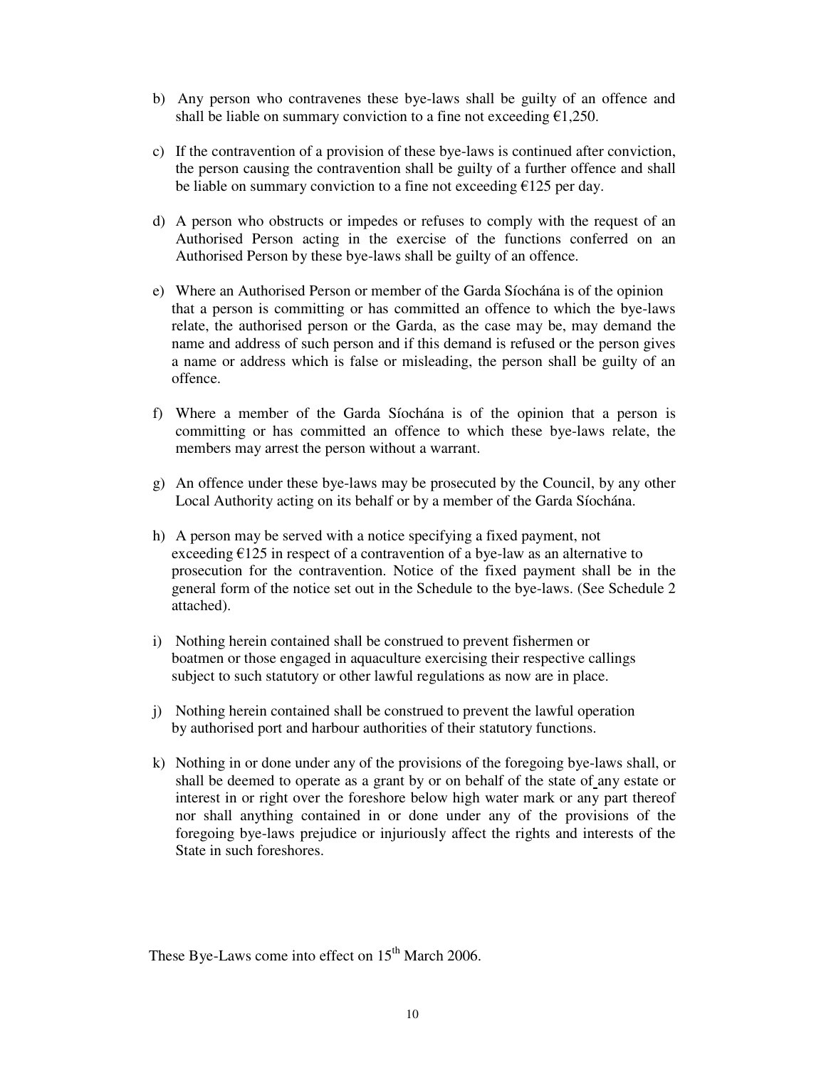b) Any person who contravenes these bye-laws shall be guilty of an offence and shall be liable on summary conviction to a fine not exceeding €1,250.

c) If the contravention of a provision of these bye-laws is continued after conviction, the person causing the contravention shall be guilty of a further offence and shall be liable on summary conviction to a fine not exceeding €125 per day.

d) A person who obstructs or impedes or refuses to comply with the request of an Authorised Person acting in the exercise of the functions conferred on an Authorised Person by these bye-laws shall be guilty of an offence.

e) Where an Authorised Person or member of the Garda Síochána is of the opinion that a person is committing or has committed an offence to which the bye-laws relate, the authorised person or the Garda, as the case may be, may demand the name and address of such person and if this demand is refused or the person gives a name or address which is false or misleading, the person shall be guilty of an offence.

f) Where a member of the Garda Síochána is of the opinion that a person is committing or has committed an offence to which these bye-laws relate, the members may arrest the person without a warrant.

g) An offence under these bye-laws may be prosecuted by the Council, by any other Local Authority acting on its behalf or by a member of the Garda Síochána.

h) A person may be served with a notice specifying a fixed payment, not exceeding €125 in respect of a contravention of a bye-law as an alternative to prosecution for the contravention. Notice of the fixed payment shall be in the general form of the notice set out in the Schedule to the bye-laws. (See Schedule 2 attached).

i) Nothing herein contained shall be construed to prevent fishermen or boatmen or those engaged in aquaculture exercising their respective callings subject to such statutory or other lawful regulations as now are in place.

j) Nothing herein contained shall be construed to prevent the lawful operation by authorised port and harbour authorities of their statutory functions.

k) Nothing in or done under any of the provisions of the foregoing bye-laws shall, or shall be deemed to operate as a grant by or on behalf of the state of any estate or interest in or right over the foreshore below high water mark or any part thereof nor shall anything contained in or done under any of the provisions of the foregoing bye-laws prejudice or injuriously affect the rights and interests of the State in such foreshores.

These Bye-Laws come into effect on 15th March 2006.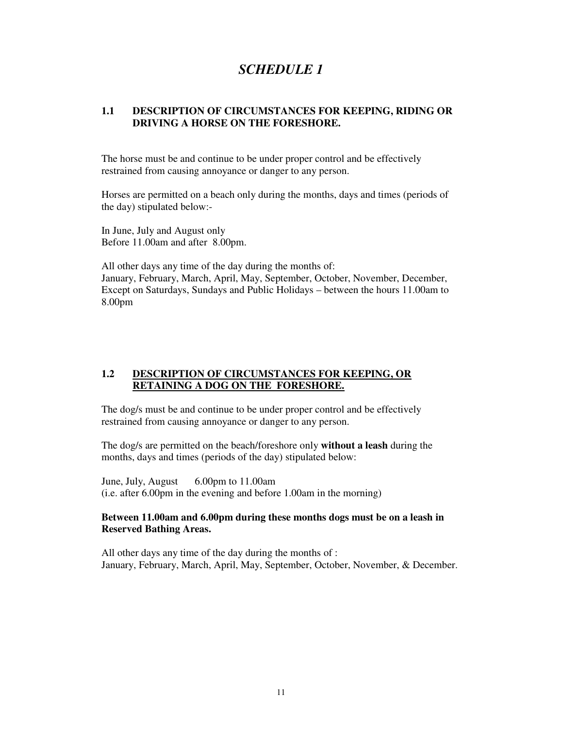# *SCHEDULE 1*

## 1.1 DESCRIPTION OF CIRCUMSTANCES FOR KEEPING, RIDING OR DRIVING A HORSE ON THE FORESHORE.

The horse must be and continue to be under proper control and be effectively restrained from causing annoyance or danger to any person.

Horses are permitted on a beach only during the months, days and times (periods of the day) stipulated below:-

In June, July and August only
Before 11.00am and after 8.00pm.

All other days any time of the day during the months of:
January, February, March, April, May, September, October, November, December, Except on Saturdays, Sundays and Public Holidays – between the hours 11.00am to 8.00pm

## 1.2 <u>DESCRIPTION OF CIRCUMSTANCES FOR KEEPING, OR RETAINING A DOG ON THE FORESHORE.</u>

The dog/s must be and continue to be under proper control and be effectively restrained from causing annoyance or danger to any person.

The dog/s are permitted on the beach/foreshore only **without a leash** during the months, days and times (periods of the day) stipulated below:

June, July, August 6.00pm to 11.00am
(i.e. after 6.00pm in the evening and before 1.00am in the morning)

**Between 11.00am and 6.00pm during these months dogs must be on a leash in Reserved Bathing Areas.**

All other days any time of the day during the months of :
January, February, March, April, May, September, October, November, & December.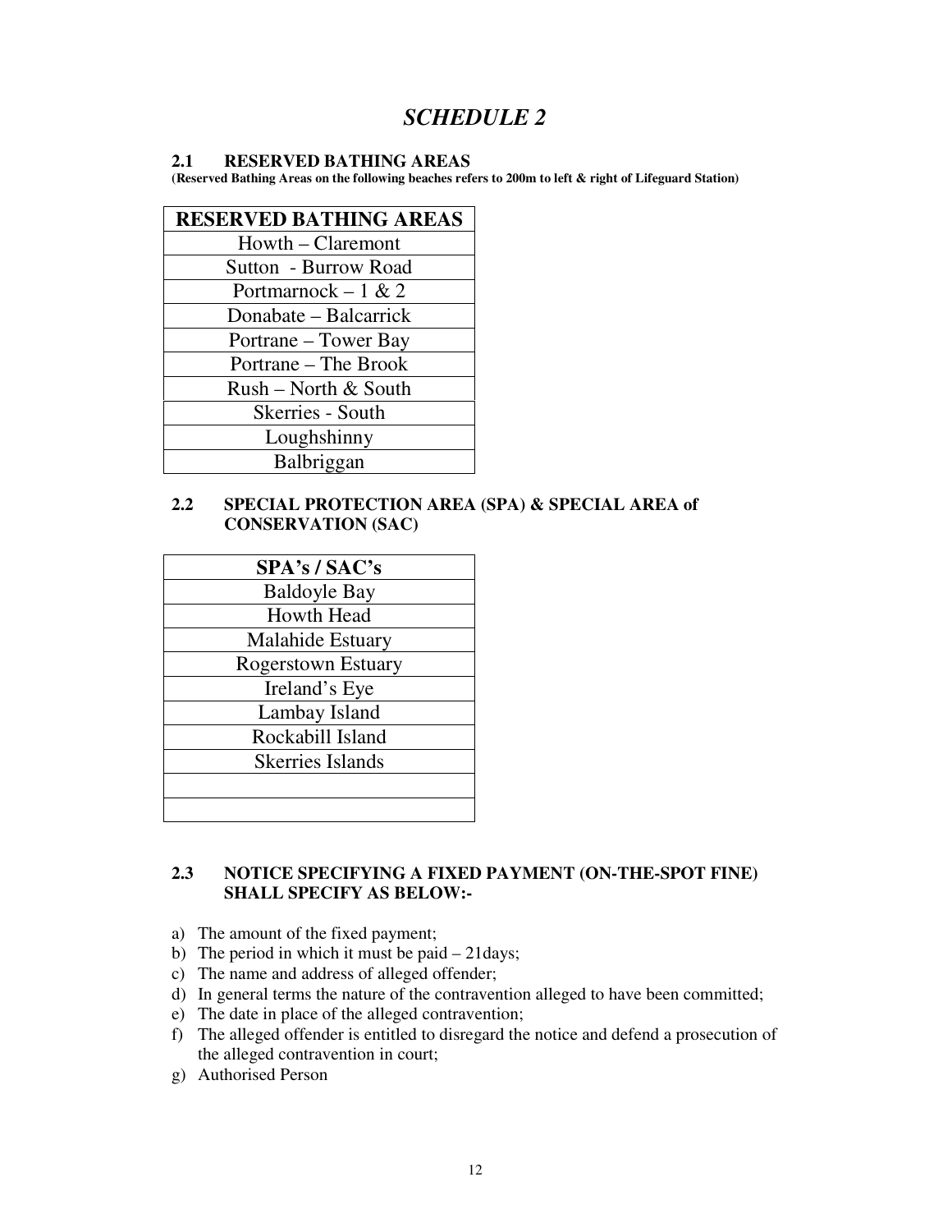# *SCHEDULE 2*

### 2.1 RESERVED BATHING AREAS

**(Reserved Bathing Areas on the following beaches refers to 200m to left & right of Lifeguard Station)**

| RESERVED BATHING AREAS |
|---|
| Howth – Claremont |
| Sutton - Burrow Road |
| Portmarnock – 1 & 2 |
| Donabate – Balcarrick |
| Portrane – Tower Bay |
| Portrane – The Brook |
| Rush – North & South |
| Skerries - South |
| Loughshinny |
| Balbriggan |

### 2.2 SPECIAL PROTECTION AREA (SPA) & SPECIAL AREA of CONSERVATION (SAC)

| SPA's / SAC's |
|---|
| Baldoyle Bay |
| Howth Head |
| Malahide Estuary |
| Rogerstown Estuary |
| Ireland's Eye |
| Lambay Island |
| Rockabill Island |
| Skerries Islands |
| |
| |

### 2.3 NOTICE SPECIFYING A FIXED PAYMENT (ON-THE-SPOT FINE) SHALL SPECIFY AS BELOW:-

a) The amount of the fixed payment;
b) The period in which it must be paid – 21days;
c) The name and address of alleged offender;
d) In general terms the nature of the contravention alleged to have been committed;
e) The date in place of the alleged contravention;
f) The alleged offender is entitled to disregard the notice and defend a prosecution of the alleged contravention in court;
g) Authorised Person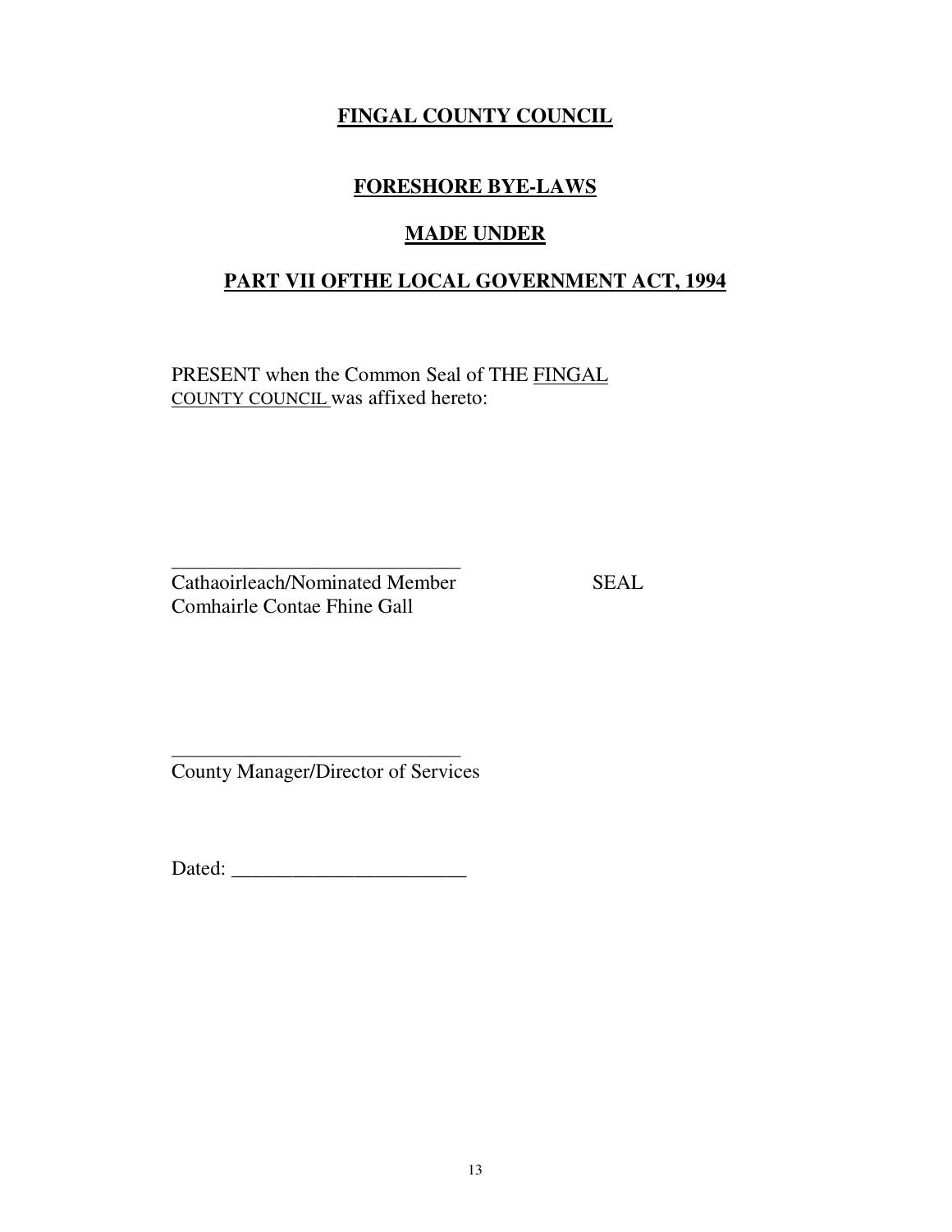# FINGAL COUNTY COUNCIL

## FORESHORE BYE-LAWS

## MADE UNDER

## PART VII OFTHE LOCAL GOVERNMENT ACT, 1994

PRESENT when the Common Seal of THE FINGAL COUNTY COUNCIL was affixed hereto:

\_\_\_\_\_\_\_\_\_\_\_\_\_\_\_\_\_\_\_\_\_\_\_\_\_\_\_\_\_\_

Cathaoirleach/Nominated Member SEAL

Comhairle Contae Fhine Gall

\_\_\_\_\_\_\_\_\_\_\_\_\_\_\_\_\_\_\_\_\_\_\_\_\_\_\_\_\_\_

County Manager/Director of Services

Dated: \_\_\_\_\_\_\_\_\_\_\_\_\_\_\_\_\_\_\_\_\_\_\_